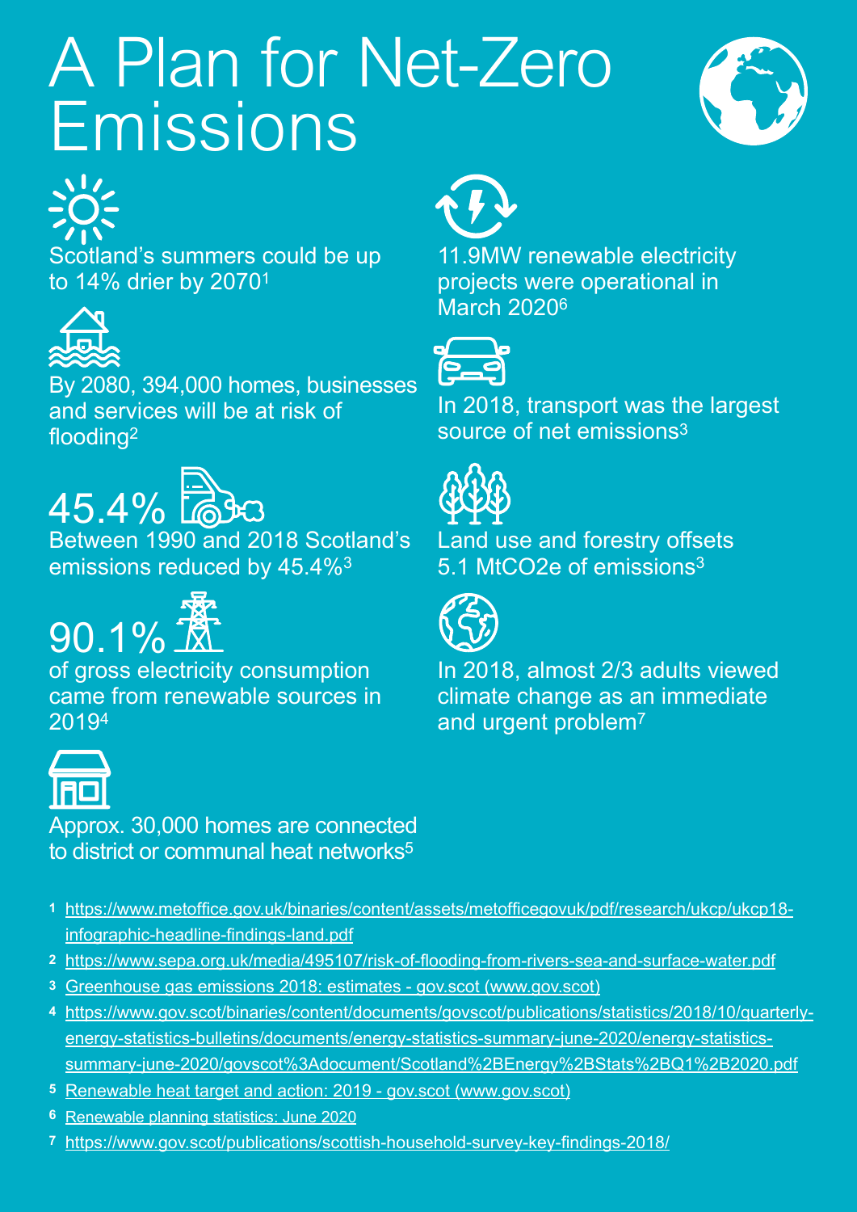# A Plan for Net-Zero Emissions

Scotland's summers could be up to 14% drier by 2070[1]

By 2080, 394,000 homes, businesses and services will be at risk of flooding[2]

45.4%

Between 1990 and 2018 Scotland's emissions reduced by 45.4%[3]

90.1%

of gross electricity consumption came from renewable sources in 2019[4]

Approx. 30,000 homes are connected to district or communal heat networks[5]

11.9MW renewable electricity projects were operational in March 2020[6]

In 2018, transport was the largest source of net emissions[3]

Land use and forestry offsets 5.1 $MtCO_2e$ of emissions[3]

In 2018, almost 2/3 adults viewed climate change as an immediate and urgent problem[7]

1 https://www.metoffice.gov.uk/binaries/content/assets/metofficegovuk/pdf/research/ukcp/ukcp18-infographic-headline-findings-land.pdf

2 https://www.sepa.org.uk/media/495107/risk-of-flooding-from-rivers-sea-and-surface-water.pdf

3 Greenhouse gas emissions 2018: estimates - gov.scot (www.gov.scot)

4 https://www.gov.scot/binaries/content/documents/govscot/publications/statistics/2018/10/quarterly-energy-statistics-bulletins/documents/energy-statistics-summary-june-2020/energy-statistics-summary-june-2020/govscot%3Adocument/Scotland%2BEnergy%2BStats%2BQ1%2B2020.pdf

5 Renewable heat target and action: 2019 - gov.scot (www.gov.scot)

6 Renewable planning statistics: June 2020

7 https://www.gov.scot/publications/scottish-household-survey-key-findings-2018/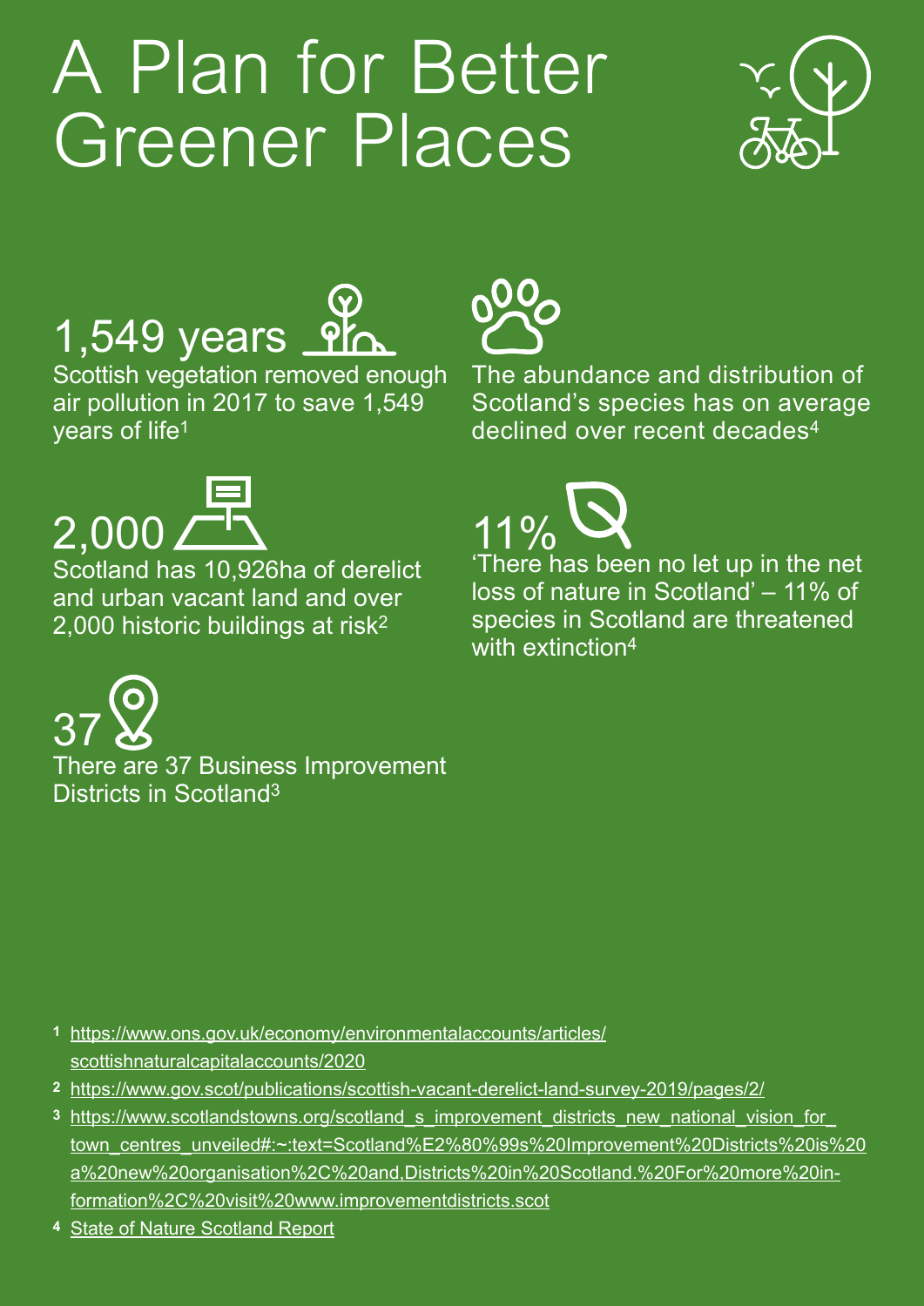# A Plan for Better Greener Places

## 1,549 years

Scottish vegetation removed enough air pollution in 2017 to save 1,549 years of life[1]

## 2,000

Scotland has 10,926ha of derelict and urban vacant land and over 2,000 historic buildings at risk[2]

## 37

There are 37 Business Improvement Districts in Scotland[3]

The abundance and distribution of Scotland's species has on average declined over recent decades[4]

## 11%

'There has been no let up in the net loss of nature in Scotland' – 11% of species in Scotland are threatened with extinction[4]

---

1. https://www.ons.gov.uk/economy/environmentalaccounts/articles/scottishnaturalcapitalaccounts/2020
2. https://www.gov.scot/publications/scottish-vacant-derelict-land-survey-2019/pages/2/
3. https://www.scotlandstowns.org/scotland_s_improvement_districts_new_national_vision_for_town_centres_unveiled#:~:text=Scotland%E2%80%99s%20Improvement%20Districts%20is%20a%20new%20organisation%2C%20and,Districts%20in%20Scotland.%20For%20more%20information%2C%20visit%20www.improvementdistricts.scot
4. State of Nature Scotland Report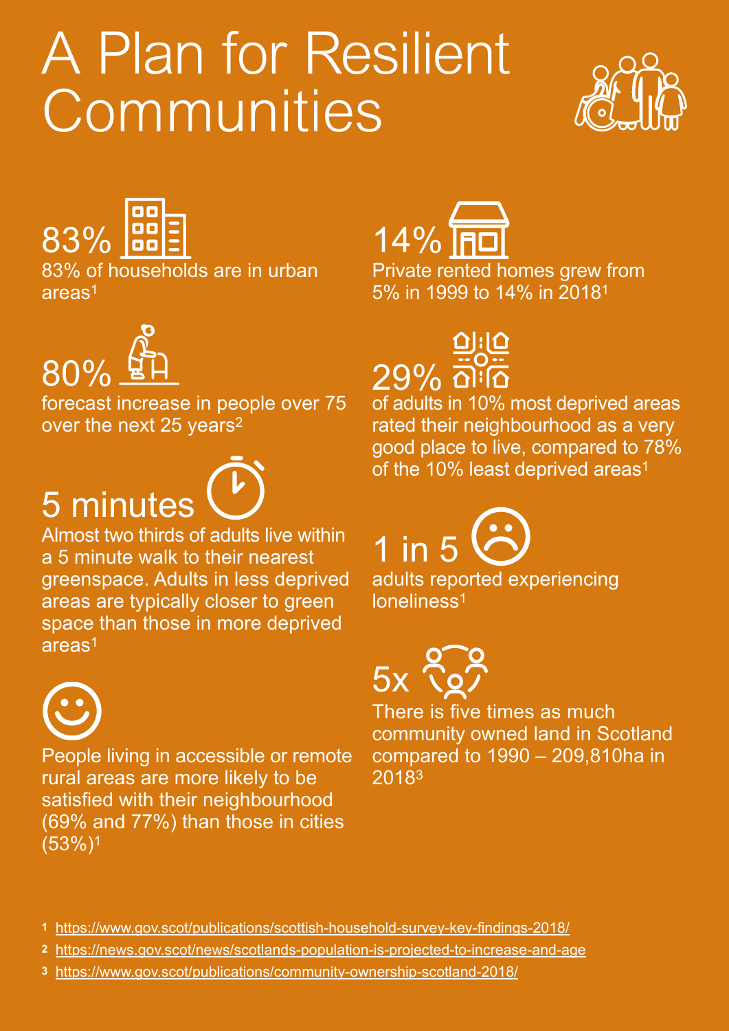# A Plan for Resilient Communities

## 83%

83% of households are in urban areas[1]

## 80%

forecast increase in people over 75 over the next 25 years[2]

## 5 minutes

Almost two thirds of adults live within a 5 minute walk to their nearest greenspace. Adults in less deprived areas are typically closer to green space than those in more deprived areas[1]

People living in accessible or remote rural areas are more likely to be satisfied with their neighbourhood (69% and 77%) than those in cities (53%)[1]

## 14%

Private rented homes grew from 5% in 1999 to 14% in 2018[1]

## 29%

of adults in 10% most deprived areas rated their neighbourhood as a very good place to live, compared to 78% of the 10% least deprived areas[1]

## 1 in 5

adults reported experiencing loneliness[1]

## 5x

There is five times as much community owned land in Scotland compared to 1990 – 209,810ha in 2018[3]

1 https://www.gov.scot/publications/scottish-household-survey-key-findings-2018/

2 https://news.gov.scot/news/scotlands-population-is-projected-to-increase-and-age

3 https://www.gov.scot/publications/community-ownership-scotland-2018/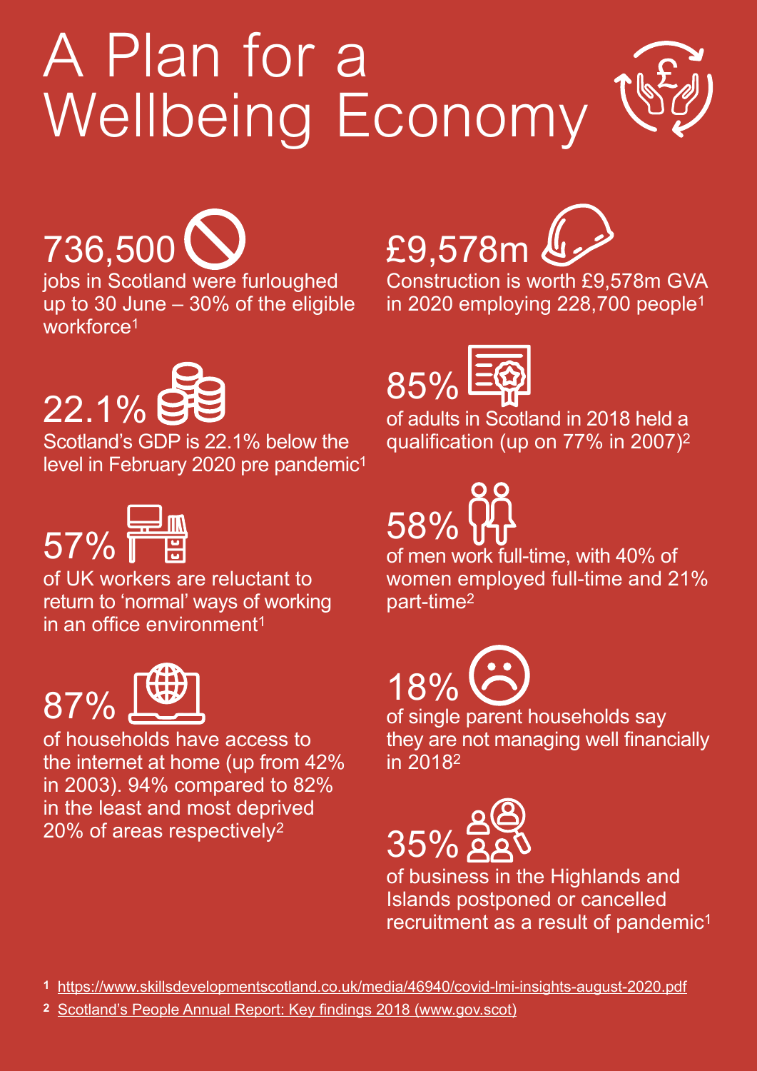# A Plan for a Wellbeing Economy

**736,500**
jobs in Scotland were furloughed up to 30 June – 30% of the eligible workforce[1]

**22.1%**
Scotland's GDP is 22.1% below the level in February 2020 pre pandemic[1]

**57%**
of UK workers are reluctant to return to 'normal' ways of working in an office environment[1]

**87%**
of households have access to the internet at home (up from 42% in 2003). 94% compared to 82% in the least and most deprived 20% of areas respectively[2]

**£9,578m**
Construction is worth £9,578m GVA in 2020 employing 228,700 people[1]

**85%**
of adults in Scotland in 2018 held a qualification (up on 77% in 2007)[2]

**58%**
of men work full-time, with 40% of women employed full-time and 21% part-time[2]

**18%**
of single parent households say they are not managing well financially in 2018[2]

**35%**
of business in the Highlands and Islands postponed or cancelled recruitment as a result of pandemic[1]

[1] https://www.skillsdevelopmentscotland.co.uk/media/46940/covid-lmi-insights-august-2020.pdf

[2] Scotland's People Annual Report: Key findings 2018 (www.gov.scot)